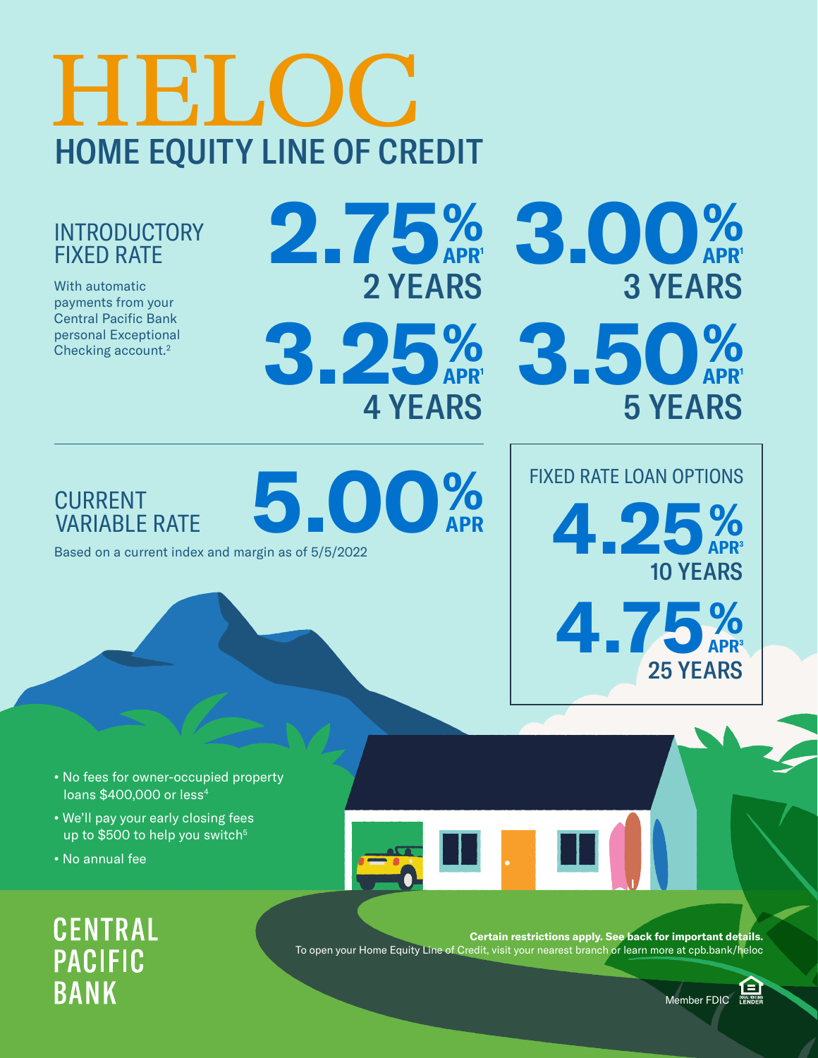# HELOC

## HOME EQUITY LINE OF CREDIT

### INTRODUCTORY FIXED RATE

With automatic payments from your Central Pacific Bank personal Exceptional Checking account.[2]

**2.75% APR[1]**
2 YEARS

**3.00% APR[1]**
3 YEARS

**3.25% APR[1]**
4 YEARS

**3.50% APR[1]**
5 YEARS

### CURRENT VARIABLE RATE

**5.00% APR**

Based on a current index and margin as of 5/5/2022

### FIXED RATE LOAN OPTIONS

**4.25% APR[3]**
10 YEARS

**4.75% APR[3]**
25 YEARS

- No fees for owner-occupied property loans $400,000 or less[4]
- We'll pay your early closing fees up to $500 to help you switch[5]
- No annual fee

CENTRAL PACIFIC BANK

**Certain restrictions apply. See back for important details.**
To open your Home Equity Line of Credit, visit your nearest branch or learn more at cpb.bank/heloc

Member FDIC EQUAL HOUSING LENDER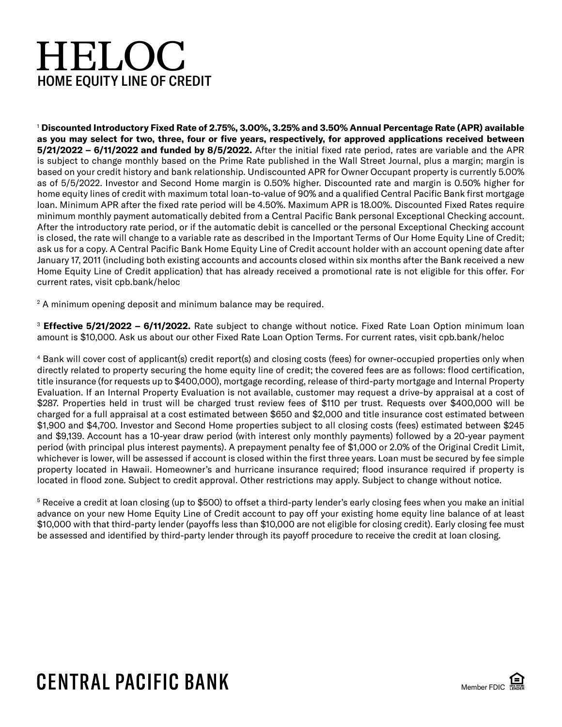# HELOC

## HOME EQUITY LINE OF CREDIT

[1] **Discounted Introductory Fixed Rate of 2.75%, 3.00%, 3.25% and 3.50% Annual Percentage Rate (APR) available as you may select for two, three, four or five years, respectively, for approved applications received between 5/21/2022 – 6/11/2022 and funded by 8/5/2022.** After the initial fixed rate period, rates are variable and the APR is subject to change monthly based on the Prime Rate published in the Wall Street Journal, plus a margin; margin is based on your credit history and bank relationship. Undiscounted APR for Owner Occupant property is currently 5.00% as of 5/5/2022. Investor and Second Home margin is 0.50% higher. Discounted rate and margin is 0.50% higher for home equity lines of credit with maximum total loan-to-value of 90% and a qualified Central Pacific Bank first mortgage loan. Minimum APR after the fixed rate period will be 4.50%. Maximum APR is 18.00%. Discounted Fixed Rates require minimum monthly payment automatically debited from a Central Pacific Bank personal Exceptional Checking account. After the introductory rate period, or if the automatic debit is cancelled or the personal Exceptional Checking account is closed, the rate will change to a variable rate as described in the Important Terms of Our Home Equity Line of Credit; ask us for a copy. A Central Pacific Bank Home Equity Line of Credit account holder with an account opening date after January 17, 2011 (including both existing accounts and accounts closed within six months after the Bank received a new Home Equity Line of Credit application) that has already received a promotional rate is not eligible for this offer. For current rates, visit cpb.bank/heloc

[2] A minimum opening deposit and minimum balance may be required.

[3] **Effective 5/21/2022 – 6/11/2022.** Rate subject to change without notice. Fixed Rate Loan Option minimum loan amount is $10,000. Ask us about our other Fixed Rate Loan Option Terms. For current rates, visit cpb.bank/heloc

[4] Bank will cover cost of applicant(s) credit report(s) and closing costs (fees) for owner-occupied properties only when directly related to property securing the home equity line of credit; the covered fees are as follows: flood certification, title insurance (for requests up to $400,000), mortgage recording, release of third-party mortgage and Internal Property Evaluation. If an Internal Property Evaluation is not available, customer may request a drive-by appraisal at a cost of $287. Properties held in trust will be charged trust review fees of $110 per trust. Requests over $400,000 will be charged for a full appraisal at a cost estimated between $650 and $2,000 and title insurance cost estimated between $1,900 and $4,700. Investor and Second Home properties subject to all closing costs (fees) estimated between $245 and $9,139. Account has a 10-year draw period (with interest only monthly payments) followed by a 20-year payment period (with principal plus interest payments). A prepayment penalty fee of $1,000 or 2.0% of the Original Credit Limit, whichever is lower, will be assessed if account is closed within the first three years. Loan must be secured by fee simple property located in Hawaii. Homeowner's and hurricane insurance required; flood insurance required if property is located in flood zone. Subject to credit approval. Other restrictions may apply. Subject to change without notice.

[5] Receive a credit at loan closing (up to $500) to offset a third-party lender's early closing fees when you make an initial advance on your new Home Equity Line of Credit account to pay off your existing home equity line balance of at least $10,000 with that third-party lender (payoffs less than $10,000 are not eligible for closing credit). Early closing fee must be assessed and identified by third-party lender through its payoff procedure to receive the credit at loan closing.

**CENTRAL PACIFIC BANK**

Member FDIC